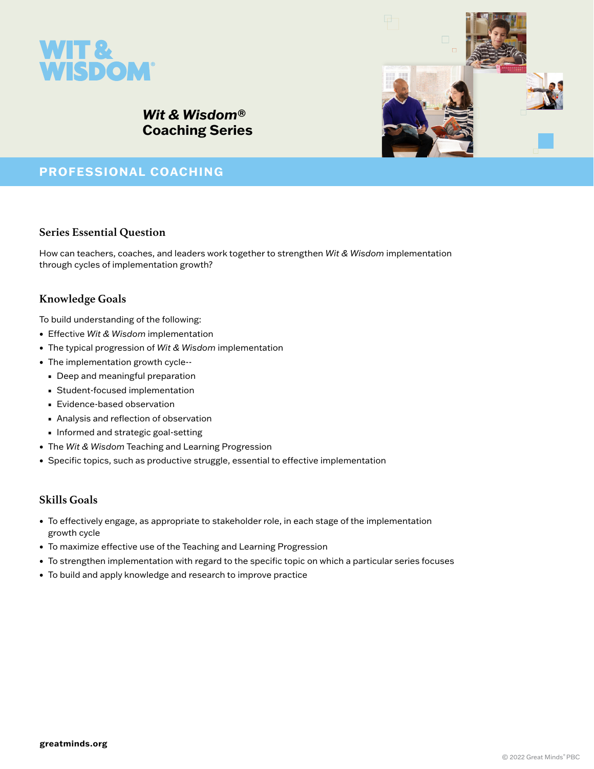# WIT & WISDOM®

## *Wit & Wisdom®* Coaching Series

**PROFESSIONAL COACHING**

### Series Essential Question

How can teachers, coaches, and leaders work together to strengthen *Wit & Wisdom* implementation through cycles of implementation growth?

### Knowledge Goals

To build understanding of the following:

- Effective *Wit & Wisdom* implementation
- The typical progression of *Wit & Wisdom* implementation
- The implementation growth cycle--
  - Deep and meaningful preparation
  - Student-focused implementation
  - Evidence-based observation
  - Analysis and reflection of observation
  - Informed and strategic goal-setting
- The *Wit & Wisdom* Teaching and Learning Progression
- Specific topics, such as productive struggle, essential to effective implementation

### Skills Goals

- To effectively engage, as appropriate to stakeholder role, in each stage of the implementation growth cycle
- To maximize effective use of the Teaching and Learning Progression
- To strengthen implementation with regard to the specific topic on which a particular series focuses
- To build and apply knowledge and research to improve practice

**greatminds.org**

© 2022 Great Minds® PBC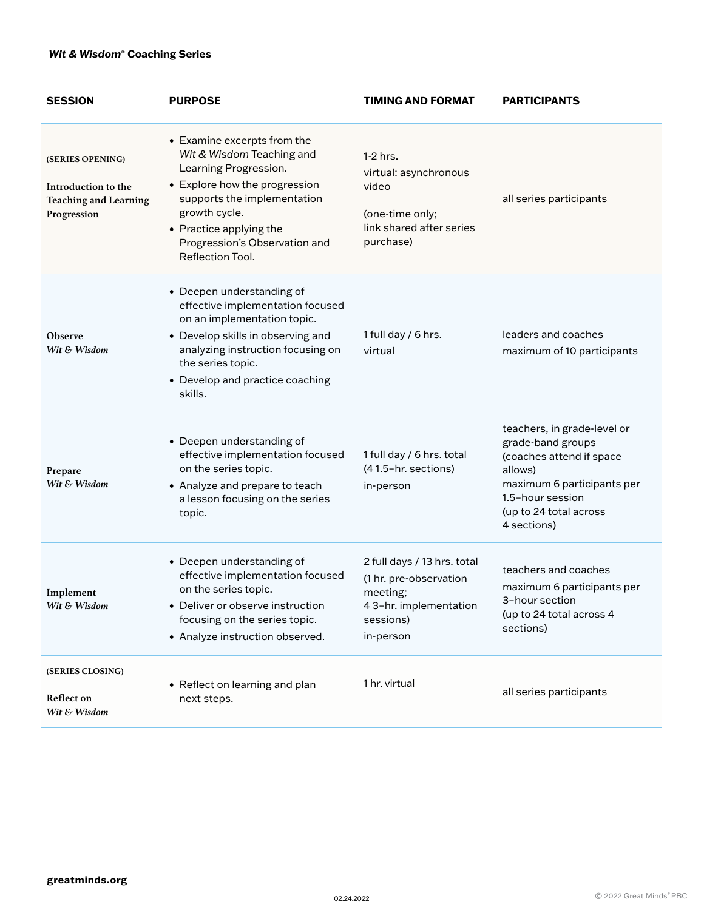***Wit & Wisdom*® Coaching Series**

| SESSION | PURPOSE | TIMING AND FORMAT | PARTICIPANTS |
|---|---|---|---|
| (SERIES OPENING)<br><br>**Introduction to the Teaching and Learning Progression** | • Examine excerpts from the *Wit & Wisdom* Teaching and Learning Progression.<br>• Explore how the progression supports the implementation growth cycle.<br>• Practice applying the Progression's Observation and Reflection Tool. | 1-2 hrs.<br>virtual: asynchronous video<br><br>(one-time only; link shared after series purchase) | all series participants |
| **Observe *Wit & Wisdom*** | • Deepen understanding of effective implementation focused on an implementation topic.<br>• Develop skills in observing and analyzing instruction focusing on the series topic.<br>• Develop and practice coaching skills. | 1 full day / 6 hrs.<br>virtual | leaders and coaches<br>maximum of 10 participants |
| **Prepare *Wit & Wisdom*** | • Deepen understanding of effective implementation focused on the series topic.<br>• Analyze and prepare to teach a lesson focusing on the series topic. | 1 full day / 6 hrs. total (4 1.5–hr. sections)<br>in-person | teachers, in grade-level or grade-band groups (coaches attend if space allows)<br>maximum 6 participants per 1.5–hour session<br>(up to 24 total across 4 sections) |
| **Implement *Wit & Wisdom*** | • Deepen understanding of effective implementation focused on the series topic.<br>• Deliver or observe instruction focusing on the series topic.<br>• Analyze instruction observed. | 2 full days / 13 hrs. total<br>(1 hr. pre-observation meeting;<br>4 3–hr. implementation sessions)<br>in-person | teachers and coaches<br>maximum 6 participants per 3–hour section<br>(up to 24 total across 4 sections) |
| (SERIES CLOSING)<br><br>**Reflect on *Wit & Wisdom*** | • Reflect on learning and plan next steps. | 1 hr. virtual | all series participants |

greatminds.org

02.24.2022

© 2022 Great Minds® PBC